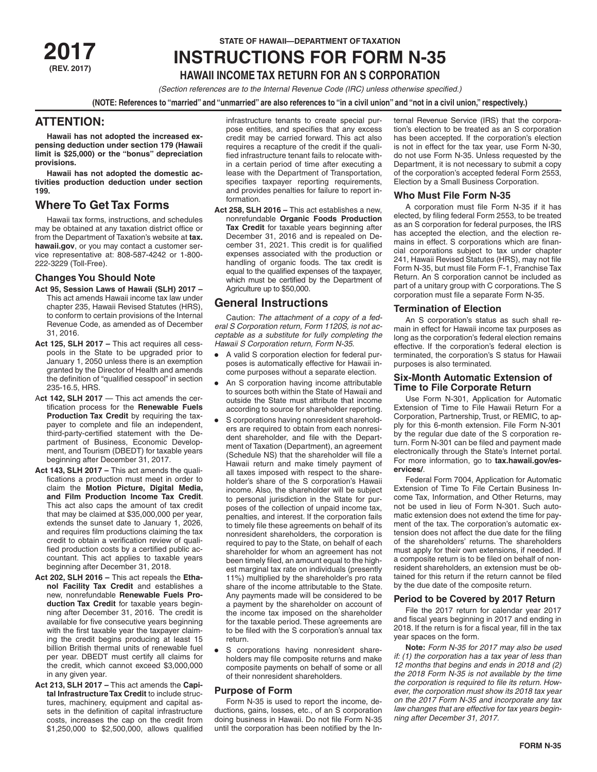**2017**
**(REV. 2017)**

**STATE OF HAWAII—DEPARTMENT OF TAXATION**

# INSTRUCTIONS FOR FORM N-35

## HAWAII INCOME TAX RETURN FOR AN S CORPORATION

*(Section references are to the Internal Revenue Code (IRC) unless otherwise specified.)*

**(NOTE: References to "married" and "unmarried" are also references to "in a civil union" and "not in a civil union," respectively.)**

## ATTENTION:

**Hawaii has not adopted the increased expensing deduction under section 179 (Hawaii limit is $25,000) or the "bonus" depreciation provisions.**

**Hawaii has not adopted the domestic activities production deduction under section 199.**

## Where To Get Tax Forms

Hawaii tax forms, instructions, and schedules may be obtained at any taxation district office or from the Department of Taxation's website at **tax.hawaii.gov**, or you may contact a customer service representative at: 808-587-4242 or 1-800-222-3229 (Toll-Free).

### Changes You Should Note

**Act 95, Session Laws of Hawaii (SLH) 2017 –** This act amends Hawaii income tax law under chapter 235, Hawaii Revised Statutes (HRS), to conform to certain provisions of the Internal Revenue Code, as amended as of December 31, 2016.

**Act 125, SLH 2017 –** This act requires all cesspools in the State to be upgraded prior to January 1, 2050 unless there is an exemption granted by the Director of Health and amends the definition of "qualified cesspool" in section 235-16.5, HRS.

**Act 142, SLH 2017** — This act amends the certification process for the **Renewable Fuels Production Tax Credit** by requiring the taxpayer to complete and file an independent, third-party-certified statement with the Department of Business, Economic Development, and Tourism (DBEDT) for taxable years beginning after December 31, 2017.

**Act 143, SLH 2017 –** This act amends the qualifications a production must meet in order to claim the **Motion Picture, Digital Media, and Film Production Income Tax Credit**. This act also caps the amount of tax credit that may be claimed at $35,000,000 per year, extends the sunset date to January 1, 2026, and requires film productions claiming the tax credit to obtain a verification review of qualified production costs by a certified public accountant. This act applies to taxable years beginning after December 31, 2018.

**Act 202, SLH 2016 –** This act repeals the **Ethanol Facility Tax Credit** and establishes a new, nonrefundable **Renewable Fuels Production Tax Credit** for taxable years beginning after December 31, 2016. The credit is available for five consecutive years beginning with the first taxable year the taxpayer claiming the credit begins producing at least 15 billion British thermal units of renewable fuel per year. DBEDT must certify all claims for the credit, which cannot exceed $3,000,000 in any given year.

**Act 213, SLH 2017 –** This act amends the **Capital Infrastructure Tax Credit** to include structures, machinery, equipment and capital assets in the definition of capital infrastructure costs, increases the cap on the credit from $1,250,000 to $2,500,000, allows qualified infrastructure tenants to create special purpose entities, and specifies that any excess credit may be carried forward. This act also requires a recapture of the credit if the qualified infrastructure tenant fails to relocate within a certain period of time after executing a lease with the Department of Transportation, specifies taxpayer reporting requirements, and provides penalties for failure to report information.

**Act 258, SLH 2016 –** This act establishes a new, nonrefundable **Organic Foods Production Tax Credit** for taxable years beginning after December 31, 2016 and is repealed on December 31, 2021. This credit is for qualified expenses associated with the production or handling of organic foods. The tax credit is equal to the qualified expenses of the taxpayer, which must be certified by the Department of Agriculture up to $50,000.

## General Instructions

Caution: *The attachment of a copy of a federal S Corporation return, Form 1120S, is not acceptable as a substitute for fully completing the Hawaii S Corporation return, Form N-35.*

- A valid S corporation election for federal purposes is automatically effective for Hawaii income purposes without a separate election.
- An S corporation having income attributable to sources both within the State of Hawaii and outside the State must attribute that income according to source for shareholder reporting.
- S corporations having nonresident shareholders are required to obtain from each nonresident shareholder, and file with the Department of Taxation (Department), an agreement (Schedule NS) that the shareholder will file a Hawaii return and make timely payment of all taxes imposed with respect to the shareholder's share of the S corporation's Hawaii income. Also, the shareholder will be subject to personal jurisdiction in the State for purposes of the collection of unpaid income tax, penalties, and interest. If the corporation fails to timely file these agreements on behalf of its nonresident shareholders, the corporation is required to pay to the State, on behalf of each shareholder for whom an agreement has not been timely filed, an amount equal to the highest marginal tax rate on individuals (presently 11%) multiplied by the shareholder's pro rata share of the income attributable to the State. Any payments made will be considered to be a payment by the shareholder on account of the income tax imposed on the shareholder for the taxable period. These agreements are to be filed with the S corporation's annual tax return.
- S corporations having nonresident shareholders may file composite returns and make composite payments on behalf of some or all of their nonresident shareholders.

### Purpose of Form

Form N-35 is used to report the income, deductions, gains, losses, etc., of an S corporation doing business in Hawaii. Do not file Form N-35 until the corporation has been notified by the Internal Revenue Service (IRS) that the corporation's election to be treated as an S corporation has been accepted. If the corporation's election is not in effect for the tax year, use Form N-30, do not use Form N-35. Unless requested by the Department, it is not necessary to submit a copy of the corporation's accepted federal Form 2553, Election by a Small Business Corporation.

### Who Must File Form N-35

A corporation must file Form N-35 if it has elected, by filing federal Form 2553, to be treated as an S corporation for federal purposes, the IRS has accepted the election, and the election remains in effect. S corporations which are financial corporations subject to tax under chapter 241, Hawaii Revised Statutes (HRS), may not file Form N-35, but must file Form F-1, Franchise Tax Return. An S corporation cannot be included as part of a unitary group with C corporations. The S corporation must file a separate Form N-35.

### Termination of Election

An S corporation's status as such shall remain in effect for Hawaii income tax purposes as long as the corporation's federal election remains effective. If the corporation's federal election is terminated, the corporation's S status for Hawaii purposes is also terminated.

### Six-Month Automatic Extension of Time to File Corporate Return

Use Form N-301, Application for Automatic Extension of Time to File Hawaii Return For a Corporation, Partnership, Trust, or REMIC, to apply for this 6-month extension. File Form N-301 by the regular due date of the S corporation return. Form N-301 can be filed and payment made electronically through the State's Internet portal. For more information, go to **tax.hawaii.gov/eservices/**.

Federal Form 7004, Application for Automatic Extension of Time To File Certain Business Income Tax, Information, and Other Returns, may not be used in lieu of Form N-301. Such automatic extension does not extend the time for payment of the tax. The corporation's automatic extension does not affect the due date for the filing of the shareholders' returns. The shareholders must apply for their own extensions, if needed. If a composite return is to be filed on behalf of nonresident shareholders, an extension must be obtained for this return if the return cannot be filed by the due date of the composite return.

### Period to be Covered by 2017 Return

File the 2017 return for calendar year 2017 and fiscal years beginning in 2017 and ending in 2018. If the return is for a fiscal year, fill in the tax year spaces on the form.

**Note:** *Form N-35 for 2017 may also be used if: (1) the corporation has a tax year of less than 12 months that begins and ends in 2018 and (2) the 2018 Form N-35 is not available by the time the corporation is required to file its return. However, the corporation must show its 2018 tax year on the 2017 Form N-35 and incorporate any tax law changes that are effective for tax years beginning after December 31, 2017.*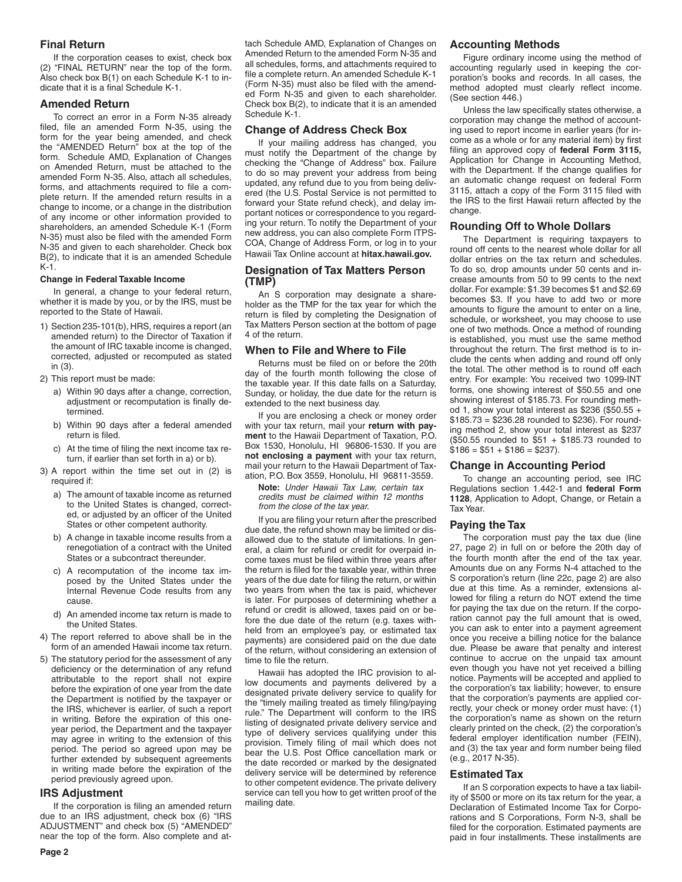## Final Return

If the corporation ceases to exist, check box (2) "FINAL RETURN" near the top of the form. Also check box B(1) on each Schedule K-1 to indicate that it is a final Schedule K-1.

## Amended Return

To correct an error in a Form N-35 already filed, file an amended Form N-35, using the form for the year being amended, and check the "AMENDED Return" box at the top of the form. Schedule AMD, Explanation of Changes on Amended Return, must be attached to the amended Form N-35. Also, attach all schedules, forms, and attachments required to file a complete return. If the amended return results in a change to income, or a change in the distribution of any income or other information provided to shareholders, an amended Schedule K-1 (Form N-35) must also be filed with the amended Form N-35 and given to each shareholder. Check box B(2), to indicate that it is an amended Schedule K-1.

#### Change in Federal Taxable Income

In general, a change to your federal return, whether it is made by you, or by the IRS, must be reported to the State of Hawaii.

1) Section 235-101(b), HRS, requires a report (an amended return) to the Director of Taxation if the amount of IRC taxable income is changed, corrected, adjusted or recomputed as stated in (3).
2) This report must be made:
   a) Within 90 days after a change, correction, adjustment or recomputation is finally determined.
   b) Within 90 days after a federal amended return is filed.
   c) At the time of filing the next income tax return, if earlier than set forth in a) or b).
3) A report within the time set out in (2) is required if:
   a) The amount of taxable income as returned to the United States is changed, corrected, or adjusted by an officer of the United States or other competent authority.
   b) A change in taxable income results from a renegotiation of a contract with the United States or a subcontract thereunder.
   c) A recomputation of the income tax imposed by the United States under the Internal Revenue Code results from any cause.
   d) An amended income tax return is made to the United States.
4) The report referred to above shall be in the form of an amended Hawaii income tax return.
5) The statutory period for the assessment of any deficiency or the determination of any refund attributable to the report shall not expire before the expiration of one year from the date the Department is notified by the taxpayer or the IRS, whichever is earlier, of such a report in writing. Before the expiration of this one-year period, the Department and the taxpayer may agree in writing to the extension of this period. The period so agreed upon may be further extended by subsequent agreements in writing made before the expiration of the period previously agreed upon.

## IRS Adjustment

If the corporation is filing an amended return due to an IRS adjustment, check box (6) "IRS ADJUSTMENT" and check box (5) "AMENDED" near the top of the form. Also complete and attach Schedule AMD, Explanation of Changes on Amended Return to the amended Form N-35 and all schedules, forms, and attachments required to file a complete return. An amended Schedule K-1 (Form N-35) must also be filed with the amended Form N-35 and given to each shareholder. Check box B(2), to indicate that it is an amended Schedule K-1.

## Change of Address Check Box

If your mailing address has changed, you must notify the Department of the change by checking the "Change of Address" box. Failure to do so may prevent your address from being updated, any refund due to you from being delivered (the U.S. Postal Service is not permitted to forward your State refund check), and delay important notices or correspondence to you regarding your return. To notify the Department of your new address, you can also complete Form ITPS-COA, Change of Address Form, or log in to your Hawaii Tax Online account at **hitax.hawaii.gov.**

## Designation of Tax Matters Person (TMP)

An S corporation may designate a shareholder as the TMP for the tax year for which the return is filed by completing the Designation of Tax Matters Person section at the bottom of page 4 of the return.

## When to File and Where to File

Returns must be filed on or before the 20th day of the fourth month following the close of the taxable year. If this date falls on a Saturday, Sunday, or holiday, the due date for the return is extended to the next business day.

If you are enclosing a check or money order with your tax return, mail your **return with payment** to the Hawaii Department of Taxation, P.O. Box 1530, Honolulu, HI 96806-1530. If you are **not enclosing a payment** with your tax return, mail your return to the Hawaii Department of Taxation, P.O. Box 3559, Honolulu, HI 96811-3559.

**Note:** *Under Hawaii Tax Law, certain tax credits must be claimed within 12 months from the close of the tax year.*

If you are filing your return after the prescribed due date, the refund shown may be limited or disallowed due to the statute of limitations. In general, a claim for refund or credit for overpaid income taxes must be filed within three years after the return is filed for the taxable year, within three years of the due date for filing the return, or within two years from when the tax is paid, whichever is later. For purposes of determining whether a refund or credit is allowed, taxes paid on or before the due date of the return (e.g. taxes withheld from an employee's pay, or estimated tax payments) are considered paid on the due date of the return, without considering an extension of time to file the return.

Hawaii has adopted the IRC provision to allow documents and payments delivered by a designated private delivery service to qualify for the "timely mailing treated as timely filing/paying rule." The Department will conform to the IRS listing of designated private delivery service and type of delivery services qualifying under this provision. Timely filing of mail which does not bear the U.S. Post Office cancellation mark or the date recorded or marked by the designated delivery service will be determined by reference to other competent evidence. The private delivery service can tell you how to get written proof of the mailing date.

## Accounting Methods

Figure ordinary income using the method of accounting regularly used in keeping the corporation's books and records. In all cases, the method adopted must clearly reflect income. (See section 446.)

Unless the law specifically states otherwise, a corporation may change the method of accounting used to report income in earlier years (for income as a whole or for any material item) by first filing an approved copy of **federal Form 3115,** Application for Change in Accounting Method, with the Department. If the change qualifies for an automatic change request on federal Form 3115, attach a copy of the Form 3115 filed with the IRS to the first Hawaii return affected by the change.

## Rounding Off to Whole Dollars

The Department is requiring taxpayers to round off cents to the nearest whole dollar for all dollar entries on the tax return and schedules. To do so, drop amounts under 50 cents and increase amounts from 50 to 99 cents to the next dollar. For example: $1.39 becomes $1 and $2.69 becomes $3. If you have to add two or more amounts to figure the amount to enter on a line, schedule, or worksheet, you may choose to use one of two methods. Once a method of rounding is established, you must use the same method throughout the return. The first method is to include the cents when adding and round off only the total. The other method is to round off each entry. For example: You received two 1099-INT forms, one showing interest of $50.55 and one showing interest of $185.73. For rounding method 1, show your total interest as $236 ($50.55 + $185.73 = $236.28 rounded to $236). For rounding method 2, show your total interest as $237 ($50.55 rounded to $51 + $185.73 rounded to $186 = $51 + $186 = $237).

## Change in Accounting Period

To change an accounting period, see IRC Regulations section 1.442-1 and **federal Form 1128**, Application to Adopt, Change, or Retain a Tax Year.

## Paying the Tax

The corporation must pay the tax due (line 27, page 2) in full on or before the 20th day of the fourth month after the end of the tax year. Amounts due on any Forms N-4 attached to the S corporation's return (line 22c, page 2) are also due at this time. As a reminder, extensions allowed for filing a return do NOT extend the time for paying the tax due on the return. If the corporation cannot pay the full amount that is owed, you can ask to enter into a payment agreement once you receive a billing notice for the balance due. Please be aware that penalty and interest continue to accrue on the unpaid tax amount even though you have not yet received a billing notice. Payments will be accepted and applied to the corporation's tax liability; however, to ensure that the corporation's payments are applied correctly, your check or money order must have: (1) the corporation's name as shown on the return clearly printed on the check, (2) the corporation's federal employer identification number (FEIN), and (3) the tax year and form number being filed (e.g., 2017 N-35).

## Estimated Tax

If an S corporation expects to have a tax liability of $500 or more on its tax return for the year, a Declaration of Estimated Income Tax for Corporations and S Corporations, Form N-3, shall be filed for the corporation. Estimated payments are paid in four installments. These installments are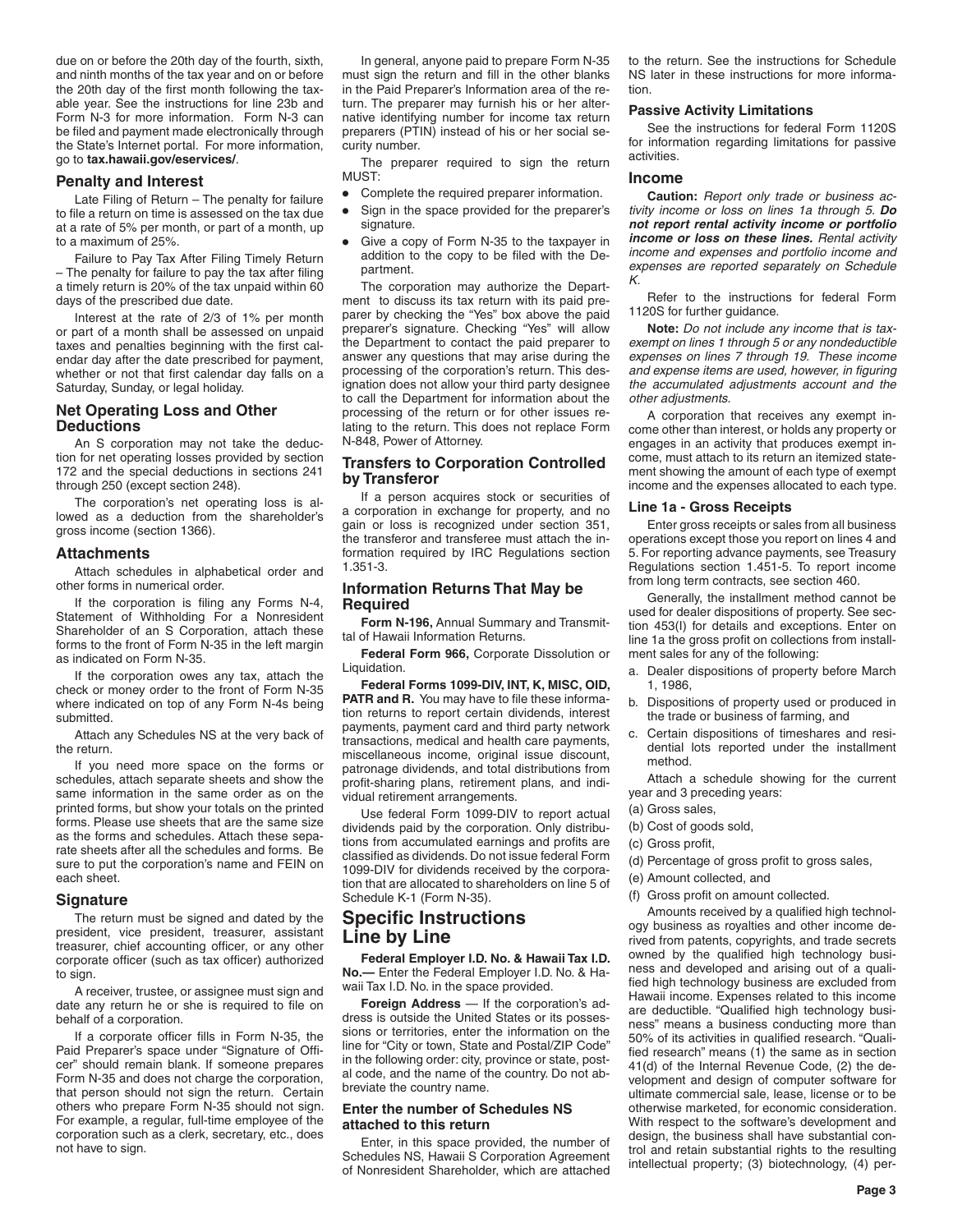due on or before the 20th day of the fourth, sixth, and ninth months of the tax year and on or before the 20th day of the first month following the taxable year. See the instructions for line 23b and Form N-3 for more information. Form N-3 can be filed and payment made electronically through the State's Internet portal. For more information, go to **tax.hawaii.gov/eservices/**.

### Penalty and Interest

Late Filing of Return – The penalty for failure to file a return on time is assessed on the tax due at a rate of 5% per month, or part of a month, up to a maximum of 25%.

Failure to Pay Tax After Filing Timely Return – The penalty for failure to pay the tax after filing a timely return is 20% of the tax unpaid within 60 days of the prescribed due date.

Interest at the rate of 2/3 of 1% per month or part of a month shall be assessed on unpaid taxes and penalties beginning with the first calendar day after the date prescribed for payment, whether or not that first calendar day falls on a Saturday, Sunday, or legal holiday.

### Net Operating Loss and Other Deductions

An S corporation may not take the deduction for net operating losses provided by section 172 and the special deductions in sections 241 through 250 (except section 248).

The corporation's net operating loss is allowed as a deduction from the shareholder's gross income (section 1366).

### Attachments

Attach schedules in alphabetical order and other forms in numerical order.

If the corporation is filing any Forms N-4, Statement of Withholding For a Nonresident Shareholder of an S Corporation, attach these forms to the front of Form N-35 in the left margin as indicated on Form N-35.

If the corporation owes any tax, attach the check or money order to the front of Form N-35 where indicated on top of any Form N-4s being submitted.

Attach any Schedules NS at the very back of the return.

If you need more space on the forms or schedules, attach separate sheets and show the same information in the same order as on the printed forms, but show your totals on the printed forms. Please use sheets that are the same size as the forms and schedules. Attach these separate sheets after all the schedules and forms. Be sure to put the corporation's name and FEIN on each sheet.

### Signature

The return must be signed and dated by the president, vice president, treasurer, assistant treasurer, chief accounting officer, or any other corporate officer (such as tax officer) authorized to sign.

A receiver, trustee, or assignee must sign and date any return he or she is required to file on behalf of a corporation.

If a corporate officer fills in Form N-35, the Paid Preparer's space under "Signature of Officer" should remain blank. If someone prepares Form N-35 and does not charge the corporation, that person should not sign the return. Certain others who prepare Form N-35 should not sign. For example, a regular, full-time employee of the corporation such as a clerk, secretary, etc., does not have to sign.

In general, anyone paid to prepare Form N-35 must sign the return and fill in the other blanks in the Paid Preparer's Information area of the return. The preparer may furnish his or her alternative identifying number for income tax return preparers (PTIN) instead of his or her social security number.

The preparer required to sign the return MUST:

- Complete the required preparer information.
- Sign in the space provided for the preparer's signature.
- Give a copy of Form N-35 to the taxpayer in addition to the copy to be filed with the Department.

The corporation may authorize the Department to discuss its tax return with its paid preparer by checking the "Yes" box above the paid preparer's signature. Checking "Yes" will allow the Department to contact the paid preparer to answer any questions that may arise during the processing of the corporation's return. This designation does not allow your third party designee to call the Department for information about the processing of the return or for other issues relating to the return. This does not replace Form N-848, Power of Attorney.

### Transfers to Corporation Controlled by Transferor

If a person acquires stock or securities of a corporation in exchange for property, and no gain or loss is recognized under section 351, the transferor and transferee must attach the information required by IRC Regulations section 1.351-3.

### Information Returns That May be Required

**Form N-196,** Annual Summary and Transmittal of Hawaii Information Returns.

**Federal Form 966,** Corporate Dissolution or Liquidation.

**Federal Forms 1099-DIV, INT, K, MISC, OID, PATR and R.** You may have to file these information returns to report certain dividends, interest payments, payment card and third party network transactions, medical and health care payments, miscellaneous income, original issue discount, patronage dividends, and total distributions from profit-sharing plans, retirement plans, and individual retirement arrangements.

Use federal Form 1099-DIV to report actual dividends paid by the corporation. Only distributions from accumulated earnings and profits are classified as dividends. Do not issue federal Form 1099-DIV for dividends received by the corporation that are allocated to shareholders on line 5 of Schedule K-1 (Form N-35).

## Specific Instructions Line by Line

**Federal Employer I.D. No. & Hawaii Tax I.D. No.—** Enter the Federal Employer I.D. No. & Hawaii Tax I.D. No. in the space provided.

**Foreign Address** — If the corporation's address is outside the United States or its possessions or territories, enter the information on the line for "City or town, State and Postal/ZIP Code" in the following order: city, province or state, postal code, and the name of the country. Do not abbreviate the country name.

### Enter the number of Schedules NS attached to this return

Enter, in this space provided, the number of Schedules NS, Hawaii S Corporation Agreement of Nonresident Shareholder, which are attached to the return. See the instructions for Schedule NS later in these instructions for more information.

### Passive Activity Limitations

See the instructions for federal Form 1120S for information regarding limitations for passive activities.

### Income

**Caution:** *Report only trade or business activity income or loss on lines 1a through 5.* ***Do not report rental activity income or portfolio income or loss on these lines.*** *Rental activity income and expenses and portfolio income and expenses are reported separately on Schedule K.*

Refer to the instructions for federal Form 1120S for further guidance.

**Note:** *Do not include any income that is tax-exempt on lines 1 through 5 or any nondeductible expenses on lines 7 through 19. These income and expense items are used, however, in figuring the accumulated adjustments account and the other adjustments.*

A corporation that receives any exempt income other than interest, or holds any property or engages in an activity that produces exempt income, must attach to its return an itemized statement showing the amount of each type of exempt income and the expenses allocated to each type.

#### Line 1a - Gross Receipts

Enter gross receipts or sales from all business operations except those you report on lines 4 and 5. For reporting advance payments, see Treasury Regulations section 1.451-5. To report income from long term contracts, see section 460.

Generally, the installment method cannot be used for dealer dispositions of property. See section 453(l) for details and exceptions. Enter on line 1a the gross profit on collections from installment sales for any of the following:

a. Dealer dispositions of property before March 1, 1986,
b. Dispositions of property used or produced in the trade or business of farming, and
c. Certain dispositions of timeshares and residential lots reported under the installment method.

Attach a schedule showing for the current year and 3 preceding years:

(a) Gross sales,
(b) Cost of goods sold,
(c) Gross profit,
(d) Percentage of gross profit to gross sales,
(e) Amount collected, and
(f) Gross profit on amount collected.

Amounts received by a qualified high technology business as royalties and other income derived from patents, copyrights, and trade secrets owned by the qualified high technology business and developed and arising out of a qualified high technology business are excluded from Hawaii income. Expenses related to this income are deductible. "Qualified high technology business" means a business conducting more than 50% of its activities in qualified research. "Qualified research" means (1) the same as in section 41(d) of the Internal Revenue Code, (2) the development and design of computer software for ultimate commercial sale, lease, license or to be otherwise marketed, for economic consideration. With respect to the software's development and design, the business shall have substantial control and retain substantial rights to the resulting intellectual property; (3) biotechnology, (4) per-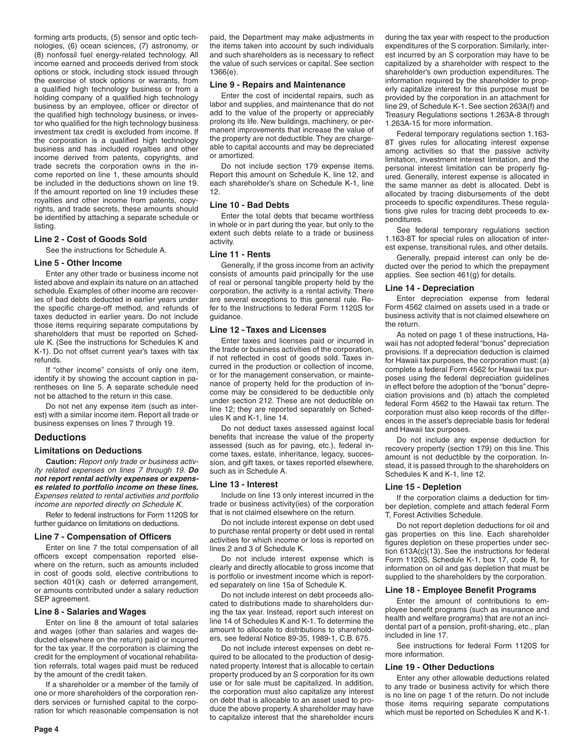forming arts products, (5) sensor and optic technologies, (6) ocean sciences, (7) astronomy, or (8) nonfossil fuel energy-related technology. All income earned and proceeds derived from stock options or stock, including stock issued through the exercise of stock options or warrants, from a qualified high technology business or from a holding company of a qualified high technology business by an employee, officer or director of the qualified high technology business, or investor who qualified for the high technology business investment tax credit is excluded from income. If the corporation is a qualified high technology business and has included royalties and other income derived from patents, copyrights, and trade secrets the corporation owns in the income reported on line 1, these amounts should be included in the deductions shown on line 19. If the amount reported on line 19 includes these royalties and other income from patents, copyrights, and trade secrets, these amounts should be identified by attaching a separate schedule or listing.

### Line 2 - Cost of Goods Sold

See the instructions for Schedule A.

### Line 5 - Other Income

Enter any other trade or business income not listed above and explain its nature on an attached schedule. Examples of other income are recoveries of bad debts deducted in earlier years under the specific charge-off method, and refunds of taxes deducted in earlier years. Do not include those items requiring separate computations by shareholders that must be reported on Schedule K. (See the instructions for Schedules K and K-1). Do not offset current year's taxes with tax refunds.

If "other income" consists of only one item, identify it by showing the account caption in parentheses on line 5. A separate schedule need not be attached to the return in this case.

Do not net any expense item (such as interest) with a similar income item. Report all trade or business expenses on lines 7 through 19.

## Deductions

### Limitations on Deductions

**Caution:** *Report only trade or business activity related expenses on lines 7 through 19.* ***Do not report rental activity expenses or expenses related to portfolio income on these lines.*** *Expenses related to rental activities and portfolio income are reported directly on Schedule K.*

Refer to federal instructions for Form 1120S for further guidance on limitations on deductions.

### Line 7 - Compensation of Officers

Enter on line 7 the total compensation of all officers except compensation reported elsewhere on the return, such as amounts included in cost of goods sold, elective contributions to section 401(k) cash or deferred arrangement, or amounts contributed under a salary reduction SEP agreement.

### Line 8 - Salaries and Wages

Enter on line 8 the amount of total salaries and wages (other than salaries and wages deducted elsewhere on the return) paid or incurred for the tax year. If the corporation is claiming the credit for the employment of vocational rehabilitation referrals, total wages paid must be reduced by the amount of the credit taken.

If a shareholder or a member of the family of one or more shareholders of the corporation renders services or furnished capital to the corporation for which reasonable compensation is not paid, the Department may make adjustments in the items taken into account by such individuals and such shareholders as is necessary to reflect the value of such services or capital. See section 1366(e).

### Line 9 - Repairs and Maintenance

Enter the cost of incidental repairs, such as labor and supplies, and maintenance that do not add to the value of the property or appreciably prolong its life. New buildings, machinery, or permanent improvements that increase the value of the property are not deductible. They are chargeable to capital accounts and may be depreciated or amortized.

Do not include section 179 expense items. Report this amount on Schedule K, line 12, and each shareholder's share on Schedule K-1, line 12.

### Line 10 - Bad Debts

Enter the total debts that became worthless in whole or in part during the year, but only to the extent such debts relate to a trade or business activity.

### Line 11 - Rents

Generally, if the gross income from an activity consists of amounts paid principally for the use of real or personal tangible property held by the corporation, the activity is a rental activity. There are several exceptions to this general rule. Refer to the Instructions to federal Form 1120S for guidance.

### Line 12 - Taxes and Licenses

Enter taxes and licenses paid or incurred in the trade or business activities of the corporation, if not reflected in cost of goods sold. Taxes incurred in the production or collection of income, or for the management conservation, or maintenance of property held for the production of income may be considered to be deductible only under section 212. These are not deductible on line 12; they are reported separately on Schedules K and K-1, line 14.

Do not deduct taxes assessed against local benefits that increase the value of the property assessed (such as for paving, etc.), federal income taxes, estate, inheritance, legacy, succession, and gift taxes, or taxes reported elsewhere, such as in Schedule A.

### Line 13 - Interest

Include on line 13 only interest incurred in the trade or business activity(ies) of the corporation that is not claimed elsewhere on the return.

Do not include interest expense on debt used to purchase rental property or debt used in rental activities for which income or loss is reported on lines 2 and 3 of Schedule K.

Do not include interest expense which is clearly and directly allocable to gross income that is portfolio or investment income which is reported separately on line 15a of Schedule K.

Do not include interest on debt proceeds allocated to distributions made to shareholders during the tax year. Instead, report such interest on line 14 of Schedules K and K-1. To determine the amount to allocate to distributions to shareholders, see federal Notice 89-35, 1989-1, C.B. 675.

Do not include interest expenses on debt required to be allocated to the production of designated property. Interest that is allocable to certain property produced by an S corporation for its own use or for sale must be capitalized. In addition, the corporation must also capitalize any interest on debt that is allocable to an asset used to produce the above property. A shareholder may have to capitalize interest that the shareholder incurs during the tax year with respect to the production expenditures of the S corporation. Similarly, interest incurred by an S corporation may have to be capitalized by a shareholder with respect to the shareholder's own production expenditures. The information required by the shareholder to properly capitalize interest for this purpose must be provided by the corporation in an attachment for line 29, of Schedule K-1. See section 263A(f) and Treasury Regulations sections 1.263A-8 through 1.263A-15 for more information.

Federal temporary regulations section 1.163-8T gives rules for allocating interest expense among activities so that the passive activity limitation, investment interest limitation, and the personal interest limitation can be properly figured. Generally, interest expense is allocated in the same manner as debt is allocated. Debt is allocated by tracing disbursements of the debt proceeds to specific expenditures. These regulations give rules for tracing debt proceeds to expenditures.

See federal temporary regulations section 1.163-8T for special rules on allocation of interest expense, transitional rules, and other details.

Generally, prepaid interest can only be deducted over the period to which the prepayment applies. See section 461(g) for details.

### Line 14 - Depreciation

Enter depreciation expense from federal Form 4562 claimed on assets used in a trade or business activity that is not claimed elsewhere on the return.

As noted on page 1 of these instructions, Hawaii has not adopted federal "bonus" depreciation provisions. If a depreciation deduction is claimed for Hawaii tax purposes, the corporation must: (a) complete a federal Form 4562 for Hawaii tax purposes using the federal depreciation guidelines in effect before the adoption of the "bonus" depreciation provisions and (b) attach the completed federal Form 4562 to the Hawaii tax return. The corporation must also keep records of the differences in the asset's depreciable basis for federal and Hawaii tax purposes.

Do not include any expense deduction for recovery property (section 179) on this line. This amount is not deductible by the corporation. Instead, it is passed through to the shareholders on Schedules K and K-1, line 12.

### Line 15 - Depletion

If the corporation claims a deduction for timber depletion, complete and attach federal Form T, Forest Activities Schedule.

Do not report depletion deductions for oil and gas properties on this line. Each shareholder figures depletion on these properties under section 613A(c)(13). See the instructions for federal Form 1120S, Schedule K-1, box 17, code R, for information on oil and gas depletion that must be supplied to the shareholders by the corporation.

### Line 18 - Employee Benefit Programs

Enter the amount of contributions to employee benefit programs (such as insurance and health and welfare programs) that are not an incidental part of a pension, profit-sharing, etc., plan included in line 17.

See instructions for federal Form 1120S for more information.

### Line 19 - Other Deductions

Enter any other allowable deductions related to any trade or business activity for which there is no line on page 1 of the return. Do not include those items requiring separate computations which must be reported on Schedules K and K-1.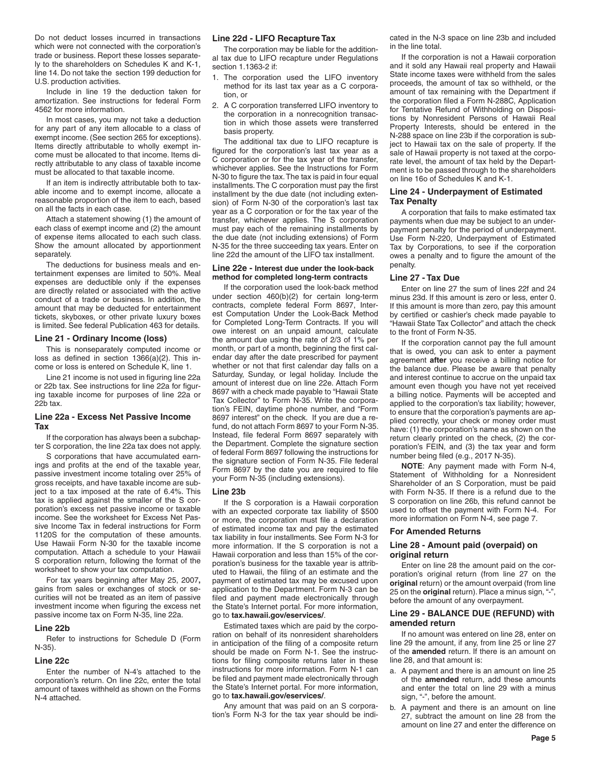Do not deduct losses incurred in transactions which were not connected with the corporation's trade or business. Report these losses separately to the shareholders on Schedules K and K-1, line 14. Do not take the section 199 deduction for U.S. production activities.

Include in line 19 the deduction taken for amortization. See instructions for federal Form 4562 for more information.

In most cases, you may not take a deduction for any part of any item allocable to a class of exempt income. (See section 265 for exceptions). Items directly attributable to wholly exempt income must be allocated to that income. Items directly attributable to any class of taxable income must be allocated to that taxable income.

If an item is indirectly attributable both to taxable income and to exempt income, allocate a reasonable proportion of the item to each, based on all the facts in each case.

Attach a statement showing (1) the amount of each class of exempt income and (2) the amount of expense items allocated to each such class. Show the amount allocated by apportionment separately.

The deductions for business meals and entertainment expenses are limited to 50%. Meal expenses are deductible only if the expenses are directly related or associated with the active conduct of a trade or business. In addition, the amount that may be deducted for entertainment tickets, skyboxes, or other private luxury boxes is limited. See federal Publication 463 for details.

### Line 21 - Ordinary Income (loss)

This is nonseparately computed income or loss as defined in section 1366(a)(2). This income or loss is entered on Schedule K, line 1.

Line 21 income is not used in figuring line 22a or 22b tax. See instructions for line 22a for figuring taxable income for purposes of line 22a or 22b tax.

### Line 22a - Excess Net Passive Income Tax

If the corporation has always been a subchapter S corporation, the line 22a tax does not apply.

S corporations that have accumulated earnings and profits at the end of the taxable year, passive investment income totaling over 25% of gross receipts, and have taxable income are subject to a tax imposed at the rate of 6.4%. This tax is applied against the smaller of the S corporation's excess net passive income or taxable income. See the worksheet for Excess Net Passive Income Tax in federal instructions for Form 1120S for the computation of these amounts. Use Hawaii Form N-30 for the taxable income computation. Attach a schedule to your Hawaii S corporation return, following the format of the worksheet to show your tax computation.

For tax years beginning after May 25, 2007**,** gains from sales or exchanges of stock or securities will not be treated as an item of passive investment income when figuring the excess net passive income tax on Form N-35, line 22a.

### Line 22b

Refer to instructions for Schedule D (Form N-35).

### Line 22c

Enter the number of N-4's attached to the corporation's return. On line 22c, enter the total amount of taxes withheld as shown on the Forms N-4 attached.

### Line 22d - LIFO Recapture Tax

The corporation may be liable for the additional tax due to LIFO recapture under Regulations section 1.1363-2 if:

1. The corporation used the LIFO inventory method for its last tax year as a C corporation, or
2. A C corporation transferred LIFO inventory to the corporation in a nonrecognition transaction in which those assets were transferred basis property.

The additional tax due to LIFO recapture is figured for the corporation's last tax year as a C corporation or for the tax year of the transfer, whichever applies. See the Instructions for Form N-30 to figure the tax. The tax is paid in four equal installments. The C corporation must pay the first installment by the due date (not including extension) of Form N-30 of the corporation's last tax year as a C corporation or for the tax year of the transfer, whichever applies. The S corporation must pay each of the remaining installments by the due date (not including extensions) of Form N-35 for the three succeeding tax years. Enter on line 22d the amount of the LIFO tax installment.

### Line 22e - Interest due under the look-back method for completed long-term contracts

If the corporation used the look-back method under section 460(b)(2) for certain long-term contracts, complete federal Form 8697, Interest Computation Under the Look-Back Method for Completed Long-Term Contracts. If you will owe interest on an unpaid amount, calculate the amount due using the rate of 2/3 of 1% per month, or part of a month, beginning the first calendar day after the date prescribed for payment whether or not that first calendar day falls on a Saturday, Sunday, or legal holiday. Include the amount of interest due on line 22e. Attach Form 8697 with a check made payable to "Hawaii State Tax Collector" to Form N-35. Write the corporation's FEIN, daytime phone number, and "Form 8697 interest" on the check. If you are due a refund, do not attach Form 8697 to your Form N-35. Instead, file federal Form 8697 separately with the Department. Complete the signature section of federal Form 8697 following the instructions for the signature section of Form N-35. File federal Form 8697 by the date you are required to file your Form N-35 (including extensions).

### Line 23b

If the S corporation is a Hawaii corporation with an expected corporate tax liability of $500 or more, the corporation must file a declaration of estimated income tax and pay the estimated tax liability in four installments. See Form N-3 for more information. If the S corporation is not a Hawaii corporation and less than 15% of the corporation's business for the taxable year is attributed to Hawaii, the filing of an estimate and the payment of estimated tax may be excused upon application to the Department. Form N-3 can be filed and payment made electronically through the State's Internet portal. For more information, go to **tax.hawaii.gov/eservices/**.

Estimated taxes which are paid by the corporation on behalf of its nonresident shareholders in anticipation of the filing of a composite return should be made on Form N-1. See the instructions for filing composite returns later in these instructions for more information. Form N-1 can be filed and payment made electronically through the State's Internet portal. For more information, go to **tax.hawaii.gov/eservices/**.

Any amount that was paid on an S corporation's Form N-3 for the tax year should be indicated in the N-3 space on line 23b and included in the line total.

If the corporation is not a Hawaii corporation and it sold any Hawaii real property and Hawaii State income taxes were withheld from the sales proceeds, the amount of tax so withheld, or the amount of tax remaining with the Department if the corporation filed a Form N-288C, Application for Tentative Refund of Withholding on Dispositions by Nonresident Persons of Hawaii Real Property Interests, should be entered in the N-288 space on line 23b if the corporation is subject to Hawaii tax on the sale of property. If the sale of Hawaii property is not taxed at the corporate level, the amount of tax held by the Department is to be passed through to the shareholders on line 16o of Schedules K and K-1.

### Line 24 - Underpayment of Estimated Tax Penalty

A corporation that fails to make estimated tax payments when due may be subject to an underpayment penalty for the period of underpayment. Use Form N-220, Underpayment of Estimated Tax by Corporations, to see if the corporation owes a penalty and to figure the amount of the penalty.

### Line 27 - Tax Due

Enter on line 27 the sum of lines 22f and 24 minus 23d. If this amount is zero or less, enter 0. If this amount is more than zero, pay this amount by certified or cashier's check made payable to "Hawaii State Tax Collector" and attach the check to the front of Form N-35.

If the corporation cannot pay the full amount that is owed, you can ask to enter a payment agreement **after** you receive a billing notice for the balance due. Please be aware that penalty and interest continue to accrue on the unpaid tax amount even though you have not yet received a billing notice. Payments will be accepted and applied to the corporation's tax liability; however, to ensure that the corporation's payments are applied correctly, your check or money order must have: (1) the corporation's name as shown on the return clearly printed on the check, (2) the corporation's FEIN, and (3) the tax year and form number being filed (e.g., 2017 N-35).

**NOTE**: Any payment made with Form N-4, Statement of Withholding for a Nonresident Shareholder of an S Corporation, must be paid with Form N-35. If there is a refund due to the S corporation on line 26b, this refund cannot be used to offset the payment with Form N-4. For more information on Form N-4, see page 7.

### For Amended Returns

### Line 28 - Amount paid (overpaid) on original return

Enter on line 28 the amount paid on the corporation's original return (from line 27 on the **original** return) or the amount overpaid (from line 25 on the **original** return). Place a minus sign, "-", before the amount of any overpayment.

### Line 29 - BALANCE DUE (REFUND) with amended return

If no amount was entered on line 28, enter on line 29 the amount, if any, from line 25 or line 27 of the **amended** return. If there is an amount on line 28, and that amount is:

a. A payment and there is an amount on line 25 of the **amended** return, add these amounts and enter the total on line 29 with a minus sign, "-", before the amount.
b. A payment and there is an amount on line 27, subtract the amount on line 28 from the amount on line 27 and enter the difference on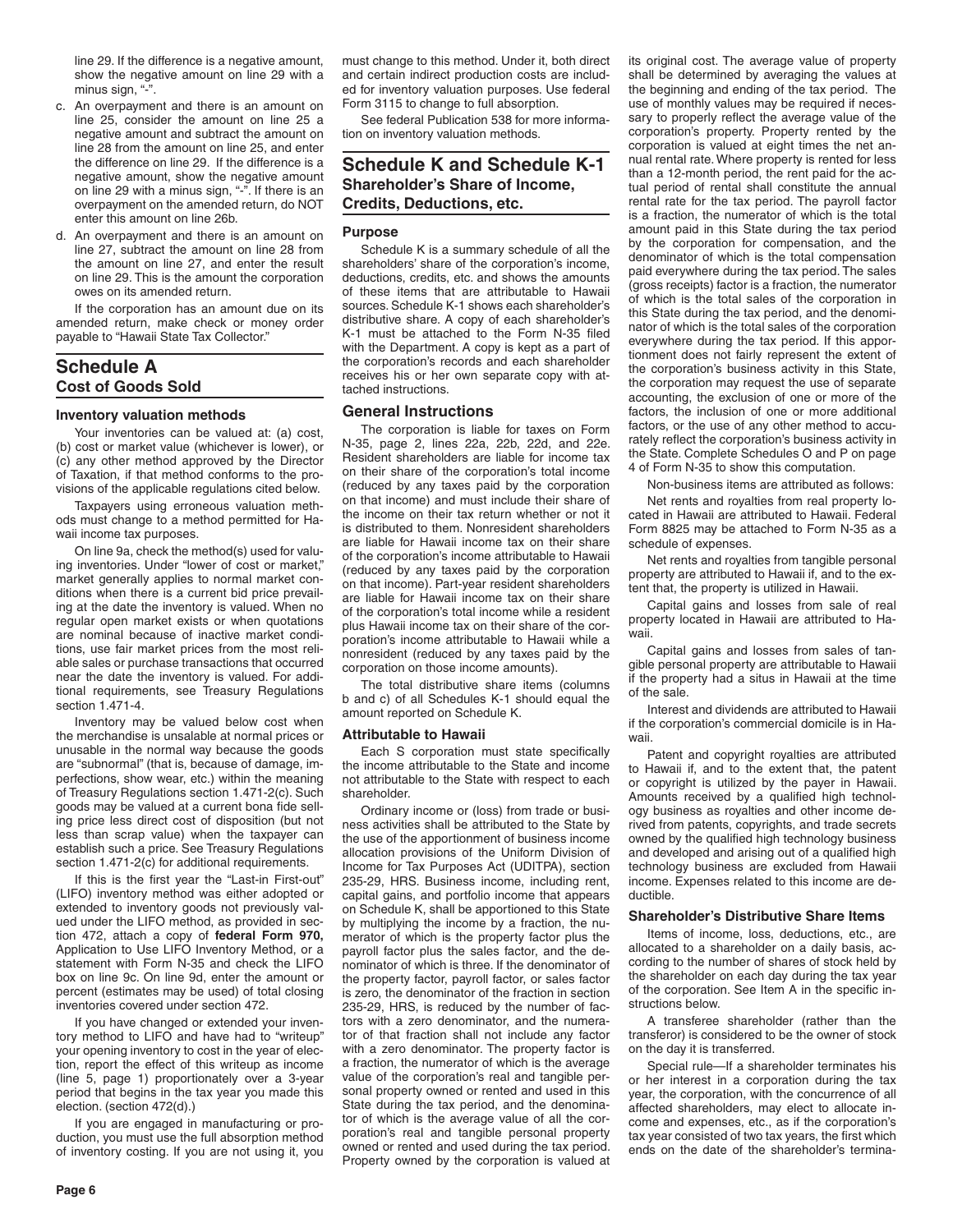line 29. If the difference is a negative amount, show the negative amount on line 29 with a minus sign, "-".

c. An overpayment and there is an amount on line 25, consider the amount on line 25 a negative amount and subtract the amount on line 28 from the amount on line 25, and enter the difference on line 29. If the difference is a negative amount, show the negative amount on line 29 with a minus sign, "-". If there is an overpayment on the amended return, do NOT enter this amount on line 26b.

d. An overpayment and there is an amount on line 27, subtract the amount on line 28 from the amount on line 29, and enter the result on line 29. This is the amount the corporation owes on its amended return.

If the corporation has an amount due on its amended return, make check or money order payable to "Hawaii State Tax Collector."

## Schedule A
### Cost of Goods Sold

#### Inventory valuation methods

Your inventories can be valued at: (a) cost, (b) cost or market value (whichever is lower), or (c) any other method approved by the Director of Taxation, if that method conforms to the provisions of the applicable regulations cited below.

Taxpayers using erroneous valuation methods must change to a method permitted for Hawaii income tax purposes.

On line 9a, check the method(s) used for valuing inventories. Under "lower of cost or market," market generally applies to normal market conditions when there is a current bid price prevailing at the date the inventory is valued. When no regular open market exists or when quotations are nominal because of inactive market conditions, use fair market prices from the most reliable sales or purchase transactions that occurred near the date the inventory is valued. For additional requirements, see Treasury Regulations section 1.471-4.

Inventory may be valued below cost when the merchandise is unsalable at normal prices or unusable in the normal way because the goods are "subnormal" (that is, because of damage, imperfections, show wear, etc.) within the meaning of Treasury Regulations section 1.471-2(c). Such goods may be valued at a current bona fide selling price less direct cost of disposition (but not less than scrap value) when the taxpayer can establish such a price. See Treasury Regulations section 1.471-2(c) for additional requirements.

If this is the first year the "Last-in First-out" (LIFO) inventory method was either adopted or extended to inventory goods not previously valued under the LIFO method, as provided in section 472, attach a copy of **federal Form 970,** Application to Use LIFO Inventory Method, or a statement with Form N-35 and check the LIFO box on line 9c. On line 9d, enter the amount or percent (estimates may be used) of total closing inventories covered under section 472.

If you have changed or extended your inventory method to LIFO and have had to "writeup" your opening inventory to cost in the year of election, report the effect of this writeup as income (line 5, page 1) proportionately over a 3-year period that begins in the tax year you made this election. (section 472(d).)

If you are engaged in manufacturing or production, you must use the full absorption method of inventory costing. If you are not using it, you must change to this method. Under it, both direct and certain indirect production costs are included for inventory valuation purposes. Use federal Form 3115 to change to full absorption.

See federal Publication 538 for more information on inventory valuation methods.

## Schedule K and Schedule K-1
### Shareholder's Share of Income, Credits, Deductions, etc.

#### Purpose

Schedule K is a summary schedule of all the shareholders' share of the corporation's income, deductions, credits, etc. and shows the amounts of these items that are attributable to Hawaii sources. Schedule K-1 shows each shareholder's distributive share. A copy of each shareholder's K-1 must be attached to the Form N-35 filed with the Department. A copy is kept as a part of the corporation's records and each shareholder receives his or her own separate copy with attached instructions.

#### General Instructions

The corporation is liable for taxes on Form N-35, page 2, lines 22a, 22b, 22d, and 22e. Resident shareholders are liable for income tax on their share of the corporation's total income (reduced by any taxes paid by the corporation on that income) and must include their share of the income on their tax return whether or not it is distributed to them. Nonresident shareholders are liable for Hawaii income tax on their share of the corporation's income attributable to Hawaii (reduced by any taxes paid by the corporation on that income). Part-year resident shareholders are liable for Hawaii income tax on their share of the corporation's total income while a resident plus Hawaii income tax on their share of the corporation's income attributable to Hawaii while a nonresident (reduced by any taxes paid by the corporation on those income amounts).

The total distributive share items (columns b and c) of all Schedules K-1 should equal the amount reported on Schedule K.

#### Attributable to Hawaii

Each S corporation must state specifically the income attributable to the State and income not attributable to the State with respect to each shareholder.

Ordinary income or (loss) from trade or business activities shall be attributed to the State by the use of the apportionment of business income allocation provisions of the Uniform Division of Income for Tax Purposes Act (UDITPA), section 235-29, HRS. Business income, including rent, capital gains, and portfolio income that appears on Schedule K, shall be apportioned to this State by multiplying the income by a fraction, the numerator of which is the property factor plus the payroll factor plus the sales factor, and the denominator of which is three. If the denominator of the property factor, payroll factor, or sales factor is zero, the denominator of the fraction in section 235-29, HRS, is reduced by the number of factors with a zero denominator, and the numerator of that fraction shall not include any factor with a zero denominator. The property factor is a fraction, the numerator of which is the average value of the corporation's real and tangible personal property owned or rented and used in this State during the tax period, and the denominator of which is the average value of all the corporation's real and tangible personal property owned or rented and used during the tax period. Property owned by the corporation is valued at its original cost. The average value of property shall be determined by averaging the values at the beginning and ending of the tax period. The use of monthly values may be required if necessary to properly reflect the average value of the corporation's property. Property rented by the corporation is valued at eight times the net annual rental rate. Where property is rented for less than a 12-month period, the rent paid for the actual period of rental shall constitute the annual rental rate for the tax period. The payroll factor is a fraction, the numerator of which is the total amount paid in this State during the tax period by the corporation for compensation, and the denominator of which is the total compensation paid everywhere during the tax period. The sales (gross receipts) factor is a fraction, the numerator of which is the total sales of the corporation in this State during the tax period, and the denominator of which is the total sales of the corporation everywhere during the tax period. If this apportionment does not fairly represent the extent of the corporation's business activity in this State, the corporation may request the use of separate accounting, the exclusion of one or more of the factors, the inclusion of one or more additional factors, or the use of any other method to accurately reflect the corporation's business activity in the State. Complete Schedules O and P on page 4 of Form N-35 to show this computation.

Non-business items are attributed as follows:

Net rents and royalties from real property located in Hawaii are attributed to Hawaii. Federal Form 8825 may be attached to Form N-35 as a schedule of expenses.

Net rents and royalties from tangible personal property are attributed to Hawaii if, and to the extent that, the property is utilized in Hawaii.

Capital gains and losses from sale of real property located in Hawaii are attributed to Hawaii.

Capital gains and losses from sales of tangible personal property are attributable to Hawaii if the property had a situs in Hawaii at the time of the sale.

Interest and dividends are attributed to Hawaii if the corporation's commercial domicile is in Hawaii.

Patent and copyright royalties are attributed to Hawaii if, and to the extent that, the patent or copyright is utilized by the payer in Hawaii. Amounts received by a qualified high technology business as royalties and other income derived from patents, copyrights, and trade secrets owned by the qualified high technology business and developed and arising out of a qualified high technology business are excluded from Hawaii income. Expenses related to this income are deductible.

#### Shareholder's Distributive Share Items

Items of income, loss, deductions, etc., are allocated to a shareholder on a daily basis, according to the number of shares of stock held by the shareholder on each day during the tax year of the corporation. See Item A in the specific instructions below.

A transferee shareholder (rather than the transferor) is considered to be the owner of stock on the day it is transferred.

Special rule—If a shareholder terminates his or her interest in a corporation during the tax year, the corporation, with the concurrence of all affected shareholders, may elect to allocate income and expenses, etc., as if the corporation's tax year consisted of two tax years, the first which ends on the date of the shareholder's termina-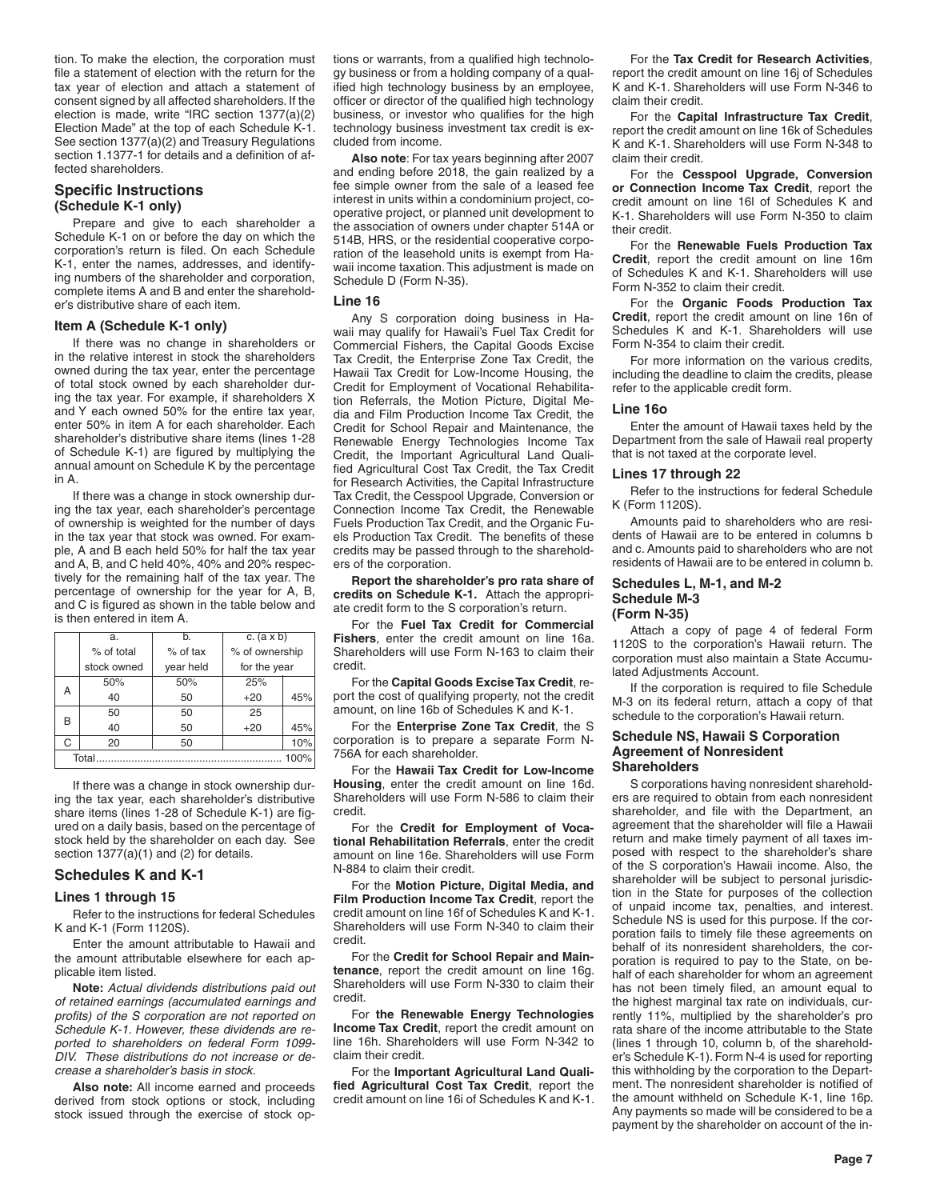tion. To make the election, the corporation must file a statement of election with the return for the tax year of election and attach a statement of consent signed by all affected shareholders. If the election is made, write "IRC section 1377(a)(2) Election Made" at the top of each Schedule K-1. See section 1377(a)(2) and Treasury Regulations section 1.1377-1 for details and a definition of affected shareholders.

## Specific Instructions (Schedule K-1 only)

Prepare and give to each shareholder a Schedule K-1 on or before the day on which the corporation's return is filed. On each Schedule K-1, enter the names, addresses, and identifying numbers of the shareholder and corporation, complete items A and B and enter the shareholder's distributive share of each item.

### Item A (Schedule K-1 only)

If there was no change in shareholders or in the relative interest in stock the shareholders owned during the tax year, enter the percentage of total stock owned by each shareholder during the tax year. For example, if shareholders X and Y each owned 50% for the entire tax year, enter 50% in item A for each shareholder. Each shareholder's distributive share items (lines 1-28 of Schedule K-1) are figured by multiplying the annual amount on Schedule K by the percentage in A.

If there was a change in stock ownership during the tax year, each shareholder's percentage of ownership is weighted for the number of days in the tax year that stock was owned. For example, A and B each held 50% for half the tax year and A, B, and C held 40%, 40% and 20% respectively for the remaining half of the tax year. The percentage of ownership for the year for A, B, and C is figured as shown in the table below and is then entered in item A.

| | a. % of total stock owned | b. % of tax year held | c. (a x b) % of ownership for the year | |
|---|---|---|---|---|
| A | 50% | 50% | 25% | |
| | 40 | 50 | +20 | 45% |
| B | 50 | 50 | 25 | |
| | 40 | 50 | +20 | 45% |
| C | 20 | 50 | | 10% |
| Total | | | | 100% |

If there was a change in stock ownership during the tax year, each shareholder's distributive share items (lines 1-28 of Schedule K-1) are figured on a daily basis, based on the percentage of stock held by the shareholder on each day. See section 1377(a)(1) and (2) for details.

## Schedules K and K-1

### Lines 1 through 15

Refer to the instructions for federal Schedules K and K-1 (Form 1120S).

Enter the amount attributable to Hawaii and the amount attributable elsewhere for each applicable item listed.

**Note:** *Actual dividends distributions paid out of retained earnings (accumulated earnings and profits) of the S corporation are not reported on Schedule K-1. However, these dividends are reported to shareholders on federal Form 1099-DIV. These distributions do not increase or decrease a shareholder's basis in stock.*

**Also note:** All income earned and proceeds derived from stock options or stock, including stock issued through the exercise of stock options or warrants, from a qualified high technology business or from a holding company of a qualified high technology business by an employee, officer or director of the qualified high technology business, or investor who qualifies for the high technology business investment tax credit is excluded from income.

**Also note**: For tax years beginning after 2007 and ending before 2018, the gain realized by a fee simple owner from the sale of a leased fee interest in units within a condominium project, cooperative project, or planned unit development to the association of owners under chapter 514A or 514B, HRS, or the residential cooperative corporation of the leasehold units is exempt from Hawaii income taxation. This adjustment is made on Schedule D (Form N-35).

### Line 16

Any S corporation doing business in Hawaii may qualify for Hawaii's Fuel Tax Credit for Commercial Fishers, the Capital Goods Excise Tax Credit, the Enterprise Zone Tax Credit, the Hawaii Tax Credit for Low-Income Housing, the Credit for Employment of Vocational Rehabilitation Referrals, the Motion Picture, Digital Media and Film Production Income Tax Credit, the Credit for School Repair and Maintenance, the Renewable Energy Technologies Income Tax Credit, the Important Agricultural Land Qualified Agricultural Cost Tax Credit, the Tax Credit for Research Activities, the Capital Infrastructure Tax Credit, the Cesspool Upgrade, Conversion or Connection Income Tax Credit, the Renewable Fuels Production Tax Credit, and the Organic Fuels Production Tax Credit. The benefits of these credits may be passed through to the shareholders of the corporation.

**Report the shareholder's pro rata share of credits on Schedule K-1.** Attach the appropriate credit form to the S corporation's return.

For the **Fuel Tax Credit for Commercial Fishers**, enter the credit amount on line 16a. Shareholders will use Form N-163 to claim their credit.

For the **Capital Goods Excise Tax Credit**, report the cost of qualifying property, not the credit amount, on line 16b of Schedules K and K-1.

For the **Enterprise Zone Tax Credit**, the S corporation is to prepare a separate Form N-756A for each shareholder.

For the **Hawaii Tax Credit for Low-Income Housing**, enter the credit amount on line 16d. Shareholders will use Form N-586 to claim their credit.

For the **Credit for Employment of Vocational Rehabilitation Referrals**, enter the credit amount on line 16e. Shareholders will use Form N-884 to claim their credit.

For the **Motion Picture, Digital Media, and Film Production Income Tax Credit**, report the credit amount on line 16f of Schedules K and K-1. Shareholders will use Form N-340 to claim their credit.

For the **Credit for School Repair and Maintenance**, report the credit amount on line 16g. Shareholders will use Form N-330 to claim their credit.

For **the Renewable Energy Technologies Income Tax Credit**, report the credit amount on line 16h. Shareholders will use Form N-342 to claim their credit.

For the **Important Agricultural Land Qualified Agricultural Cost Tax Credit**, report the credit amount on line 16i of Schedules K and K-1.

For the **Tax Credit for Research Activities**, report the credit amount on line 16j of Schedules K and K-1. Shareholders will use Form N-346 to claim their credit.

For the **Capital Infrastructure Tax Credit**, report the credit amount on line 16k of Schedules K and K-1. Shareholders will use Form N-348 to claim their credit.

For the **Cesspool Upgrade, Conversion or Connection Income Tax Credit**, report the credit amount on line 16l of Schedules K and K-1. Shareholders will use Form N-350 to claim their credit.

For the **Renewable Fuels Production Tax Credit**, report the credit amount on line 16m of Schedules K and K-1. Shareholders will use Form N-352 to claim their credit.

For the **Organic Foods Production Tax Credit**, report the credit amount on line 16n of Schedules K and K-1. Shareholders will use Form N-354 to claim their credit.

For more information on the various credits, including the deadline to claim the credits, please refer to the applicable credit form.

### Line 16o

Enter the amount of Hawaii taxes held by the Department from the sale of Hawaii real property that is not taxed at the corporate level.

### Lines 17 through 22

Refer to the instructions for federal Schedule K (Form 1120S).

Amounts paid to shareholders who are residents of Hawaii are to be entered in columns b and c. Amounts paid to shareholders who are not residents of Hawaii are to be entered in column b.

## Schedules L, M-1, and M-2 Schedule M-3 (Form N-35)

Attach a copy of page 4 of federal Form 1120S to the corporation's Hawaii return. The corporation must also maintain a State Accumulated Adjustments Account.

If the corporation is required to file Schedule M-3 on its federal return, attach a copy of that schedule to the corporation's Hawaii return.

## Schedule NS, Hawaii S Corporation Agreement of Nonresident Shareholders

S corporations having nonresident shareholders are required to obtain from each nonresident shareholder, and file with the Department, an agreement that the shareholder will file a Hawaii return and make timely payment of all taxes imposed with respect to the shareholder's share of the S corporation's Hawaii income. Also, the shareholder will be subject to personal jurisdiction in the State for purposes of the collection of unpaid income tax, penalties, and interest. Schedule NS is used for this purpose. If the corporation fails to timely file these agreements on behalf of its nonresident shareholders, the corporation is required to pay to the State, on behalf of each shareholder for whom an agreement has not been timely filed, an amount equal to the highest marginal tax rate on individuals, currently 11%, multiplied by the shareholder's pro rata share of the income attributable to the State (lines 1 through 10, column b, of the shareholder's Schedule K-1). Form N-4 is used for reporting this withholding by the corporation to the Department. The nonresident shareholder is notified of the amount withheld on Schedule K-1, line 16p. Any payments so made will be considered to be a payment by the shareholder on account of the in-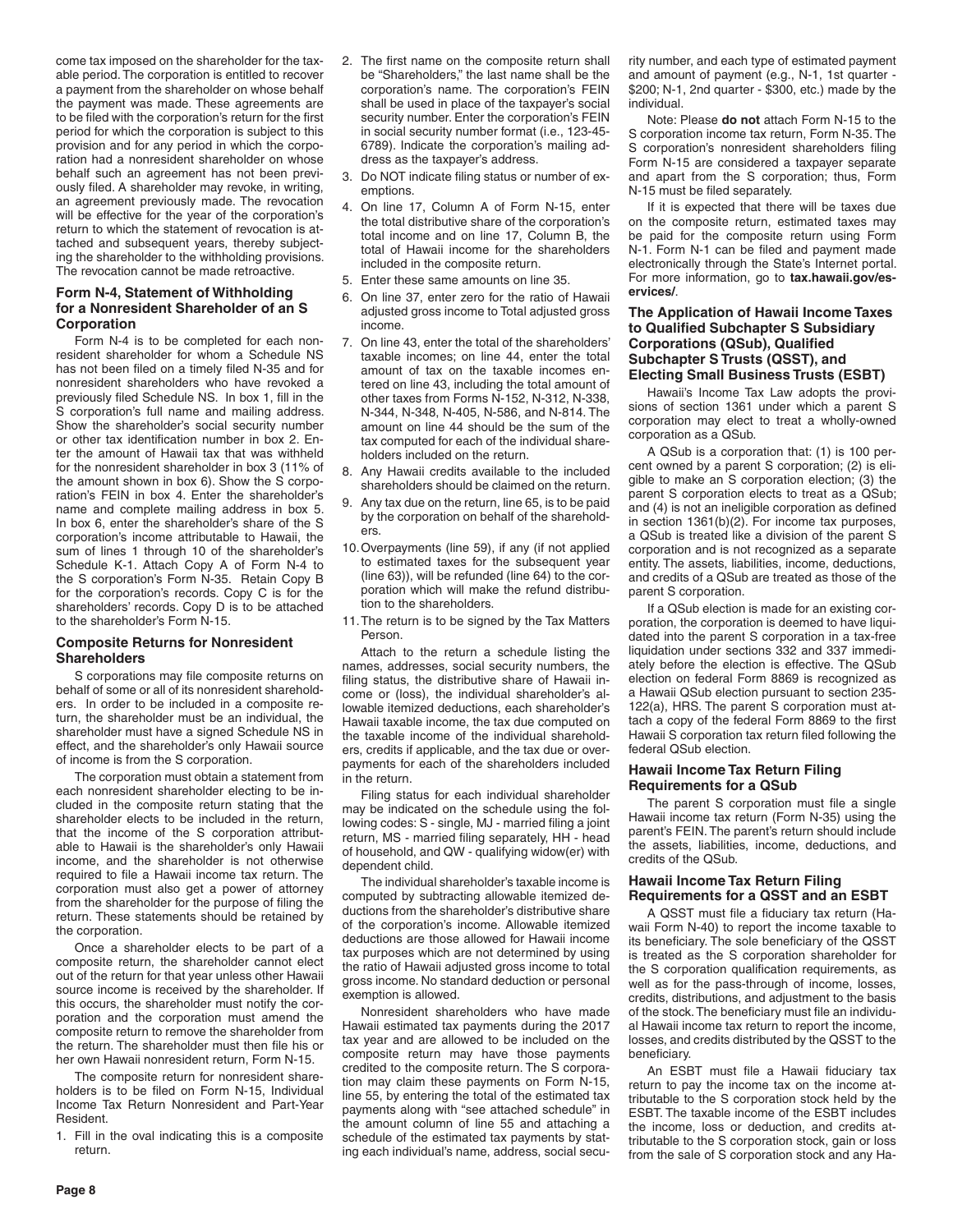come tax imposed on the shareholder for the taxable period. The corporation is entitled to recover a payment from the shareholder on whose behalf the payment was made. These agreements are to be filed with the corporation's return for the first period for which the corporation is subject to this provision and for any period in which the corporation had a nonresident shareholder on whose behalf such an agreement has not been previously filed. A shareholder may revoke, in writing, an agreement previously made. The revocation will be effective for the year of the corporation's return to which the statement of revocation is attached and subsequent years, thereby subjecting the shareholder to the withholding provisions. The revocation cannot be made retroactive.

### Form N-4, Statement of Withholding for a Nonresident Shareholder of an S Corporation

Form N-4 is to be completed for each nonresident shareholder for whom a Schedule NS has not been filed on a timely filed N-35 and for nonresident shareholders who have revoked a previously filed Schedule NS. In box 1, fill in the S corporation's full name and mailing address. Show the shareholder's social security number or other tax identification number in box 2. Enter the amount of Hawaii tax that was withheld for the nonresident shareholder in box 3 (11% of the amount shown in box 6). Show the S corporation's FEIN in box 4. Enter the shareholder's name and complete mailing address in box 5. In box 6, enter the shareholder's share of the S corporation's income attributable to Hawaii, the sum of lines 1 through 10 of the shareholder's Schedule K-1. Attach Copy A of Form N-4 to the S corporation's Form N-35. Retain Copy B for the corporation's records. Copy C is for the shareholders' records. Copy D is to be attached to the shareholder's Form N-15.

### Composite Returns for Nonresident Shareholders

S corporations may file composite returns on behalf of some or all of its nonresident shareholders. In order to be included in a composite return, the shareholder must be an individual, the shareholder must have a signed Schedule NS in effect, and the shareholder's only Hawaii source of income is from the S corporation.

The corporation must obtain a statement from each nonresident shareholder electing to be included in the composite return stating that the shareholder elects to be included in the return, that the income of the S corporation attributable to Hawaii is the shareholder's only Hawaii income, and the shareholder is not otherwise required to file a Hawaii income tax return. The corporation must also get a power of attorney from the shareholder for the purpose of filing the return. These statements should be retained by the corporation.

Once a shareholder elects to be part of a composite return, the shareholder cannot elect out of the return for that year unless other Hawaii source income is received by the shareholder. If this occurs, the shareholder must notify the corporation and the corporation must amend the composite return to remove the shareholder from the return. The shareholder must then file his or her own Hawaii nonresident return, Form N-15.

The composite return for nonresident shareholders is to be filed on Form N-15, Individual Income Tax Return Nonresident and Part-Year Resident.

1. Fill in the oval indicating this is a composite return.
2. The first name on the composite return shall be "Shareholders," the last name shall be the corporation's name. The corporation's FEIN shall be used in place of the taxpayer's social security number. Enter the corporation's FEIN in social security number format (i.e., 123-45-6789). Indicate the corporation's mailing address as the taxpayer's address.
3. Do NOT indicate filing status or number of exemptions.
4. On line 17, Column A of Form N-15, enter the total distributive share of the corporation's total income and on line 17, Column B, the total of Hawaii income for the shareholders included in the composite return.
5. Enter these same amounts on line 35.
6. On line 37, enter zero for the ratio of Hawaii adjusted gross income to Total adjusted gross income.
7. On line 43, enter the total of the shareholders' taxable incomes; on line 44, enter the total amount of tax on the taxable incomes entered on line 43, including the total amount of other taxes from Forms N-152, N-312, N-338, N-344, N-348, N-405, N-586, and N-814. The amount on line 44 should be the sum of the tax computed for each of the individual shareholders included on the return.
8. Any Hawaii credits available to the included shareholders should be claimed on the return.
9. Any tax due on the return, line 65, is to be paid by the corporation on behalf of the shareholders.
10. Overpayments (line 59), if any (if not applied to estimated taxes for the subsequent year (line 63)), will be refunded (line 64) to the corporation which will make the refund distribution to the shareholders.
11. The return is to be signed by the Tax Matters Person.

Attach to the return a schedule listing the names, addresses, social security numbers, the filing status, the distributive share of Hawaii income or (loss), the individual shareholder's allowable itemized deductions, each shareholder's Hawaii taxable income, the tax due computed on the taxable income of the individual shareholders, credits if applicable, and the tax due or overpayments for each of the shareholders included in the return.

Filing status for each individual shareholder may be indicated on the schedule using the following codes: S - single, MJ - married filing a joint return, MS - married filing separately, HH - head of household, and QW - qualifying widow(er) with dependent child.

The individual shareholder's taxable income is computed by subtracting allowable itemized deductions from the shareholder's distributive share of the corporation's income. Allowable itemized deductions are those allowed for Hawaii income tax purposes which are not determined by using the ratio of Hawaii adjusted gross income to total gross income. No standard deduction or personal exemption is allowed.

Nonresident shareholders who have made Hawaii estimated tax payments during the 2017 tax year and are allowed to be included on the composite return may have those payments credited to the composite return. The S corporation may claim these payments on Form N-15, line 55, by entering the total of the estimated tax payments along with "see attached schedule" in the amount column of line 55 and attaching a schedule of the estimated tax payments by stating each individual's name, address, social security number, and each type of estimated payment and amount of payment (e.g., N-1, 1st quarter - $200; N-1, 2nd quarter - $300, etc.) made by the individual.

Note: Please **do not** attach Form N-15 to the S corporation income tax return, Form N-35. The S corporation's nonresident shareholders filing Form N-15 are considered a taxpayer separate and apart from the S corporation; thus, Form N-15 must be filed separately.

If it is expected that there will be taxes due on the composite return, estimated taxes may be paid for the composite return using Form N-1. Form N-1 can be filed and payment made electronically through the State's Internet portal. For more information, go to **tax.hawaii.gov/eservices/**.

### The Application of Hawaii Income Taxes to Qualified Subchapter S Subsidiary Corporations (QSub), Qualified Subchapter S Trusts (QSST), and Electing Small Business Trusts (ESBT)

Hawaii's Income Tax Law adopts the provisions of section 1361 under which a parent S corporation may elect to treat a wholly-owned corporation as a QSub.

A QSub is a corporation that: (1) is 100 percent owned by a parent S corporation; (2) is eligible to make an S corporation election; (3) the parent S corporation elects to treat as a QSub; and (4) is not an ineligible corporation as defined in section 1361(b)(2). For income tax purposes, a QSub is treated like a division of the parent S corporation and is not recognized as a separate entity. The assets, liabilities, income, deductions, and credits of a QSub are treated as those of the parent S corporation.

If a QSub election is made for an existing corporation, the corporation is deemed to have liquidated into the parent S corporation in a tax-free liquidation under sections 332 and 337 immediately before the election is effective. The QSub election on federal Form 8869 is recognized as a Hawaii QSub election pursuant to section 235-122(a), HRS. The parent S corporation must attach a copy of the federal Form 8869 to the first Hawaii S corporation tax return filed following the federal QSub election.

### Hawaii Income Tax Return Filing Requirements for a QSub

The parent S corporation must file a single Hawaii income tax return (Form N-35) using the parent's FEIN. The parent's return should include the assets, liabilities, income, deductions, and credits of the QSub.

### Hawaii Income Tax Return Filing Requirements for a QSST and an ESBT

A QSST must file a fiduciary tax return (Hawaii Form N-40) to report the income taxable to its beneficiary. The sole beneficiary of the QSST is treated as the S corporation shareholder for the S corporation qualification requirements, as well as for the pass-through of income, losses, credits, distributions, and adjustment to the basis of the stock. The beneficiary must file an individual Hawaii income tax return to report the income, losses, and credits distributed by the QSST to the beneficiary.

An ESBT must file a Hawaii fiduciary tax return to pay the income tax on the income attributable to the S corporation stock held by the ESBT. The taxable income of the ESBT includes the income, loss or deduction, and credits attributable to the S corporation stock, gain or loss from the sale of S corporation stock and any Ha-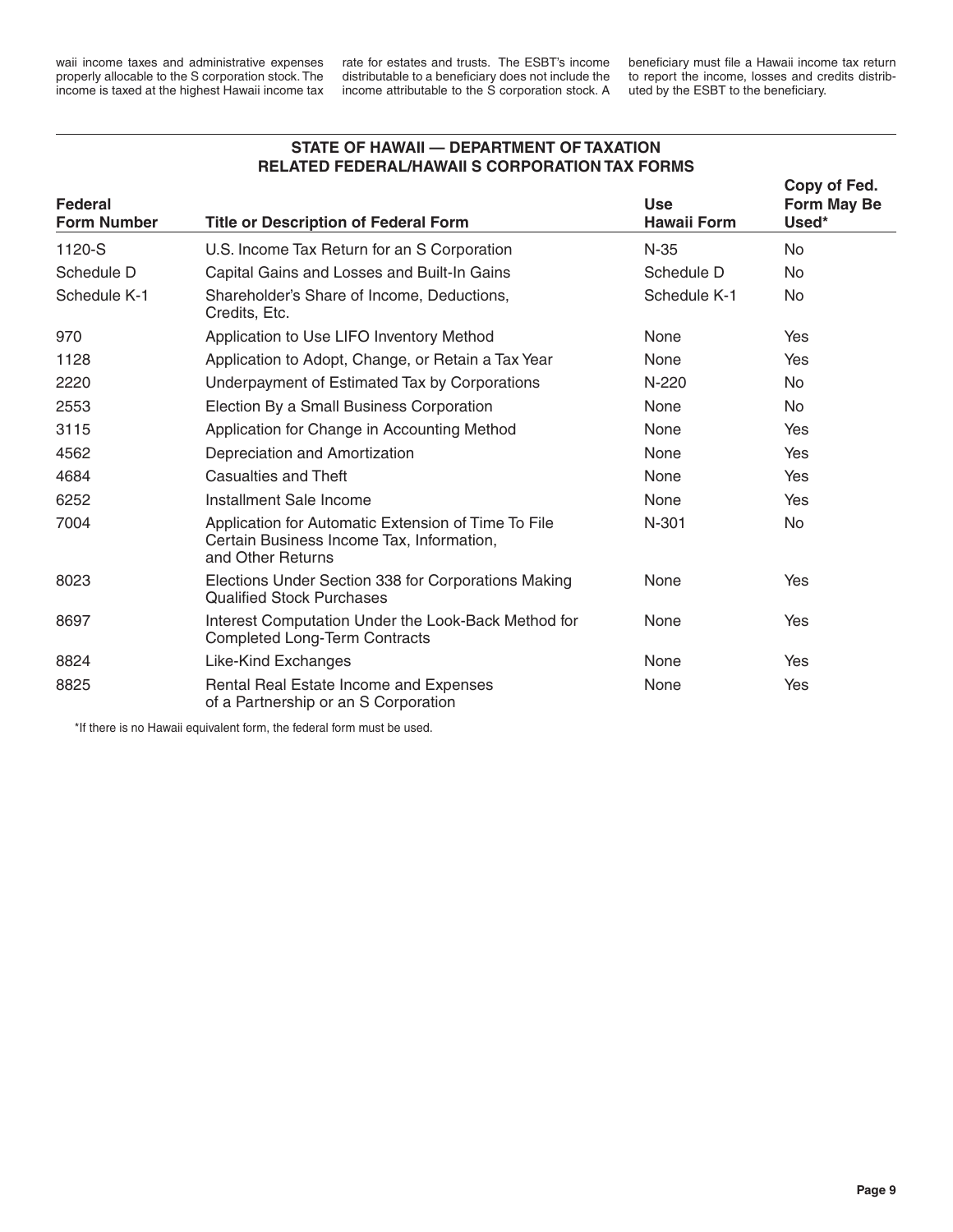waii income taxes and administrative expenses properly allocable to the S corporation stock. The income is taxed at the highest Hawaii income tax rate for estates and trusts. The ESBT's income distributable to a beneficiary does not include the income attributable to the S corporation stock. A beneficiary must file a Hawaii income tax return to report the income, losses and credits distributed by the ESBT to the beneficiary.

## STATE OF HAWAII — DEPARTMENT OF TAXATION
## RELATED FEDERAL/HAWAII S CORPORATION TAX FORMS

| Federal Form Number | Title or Description of Federal Form | Use Hawaii Form | Copy of Fed. Form May Be Used* |
|---|---|---|---|
| 1120-S | U.S. Income Tax Return for an S Corporation | N-35 | No |
| Schedule D | Capital Gains and Losses and Built-In Gains | Schedule D | No |
| Schedule K-1 | Shareholder's Share of Income, Deductions, Credits, Etc. | Schedule K-1 | No |
| 970 | Application to Use LIFO Inventory Method | None | Yes |
| 1128 | Application to Adopt, Change, or Retain a Tax Year | None | Yes |
| 2220 | Underpayment of Estimated Tax by Corporations | N-220 | No |
| 2553 | Election By a Small Business Corporation | None | No |
| 3115 | Application for Change in Accounting Method | None | Yes |
| 4562 | Depreciation and Amortization | None | Yes |
| 4684 | Casualties and Theft | None | Yes |
| 6252 | Installment Sale Income | None | Yes |
| 7004 | Application for Automatic Extension of Time To File Certain Business Income Tax, Information, and Other Returns | N-301 | No |
| 8023 | Elections Under Section 338 for Corporations Making Qualified Stock Purchases | None | Yes |
| 8697 | Interest Computation Under the Look-Back Method for Completed Long-Term Contracts | None | Yes |
| 8824 | Like-Kind Exchanges | None | Yes |
| 8825 | Rental Real Estate Income and Expenses of a Partnership or an S Corporation | None | Yes |

*If there is no Hawaii equivalent form, the federal form must be used.